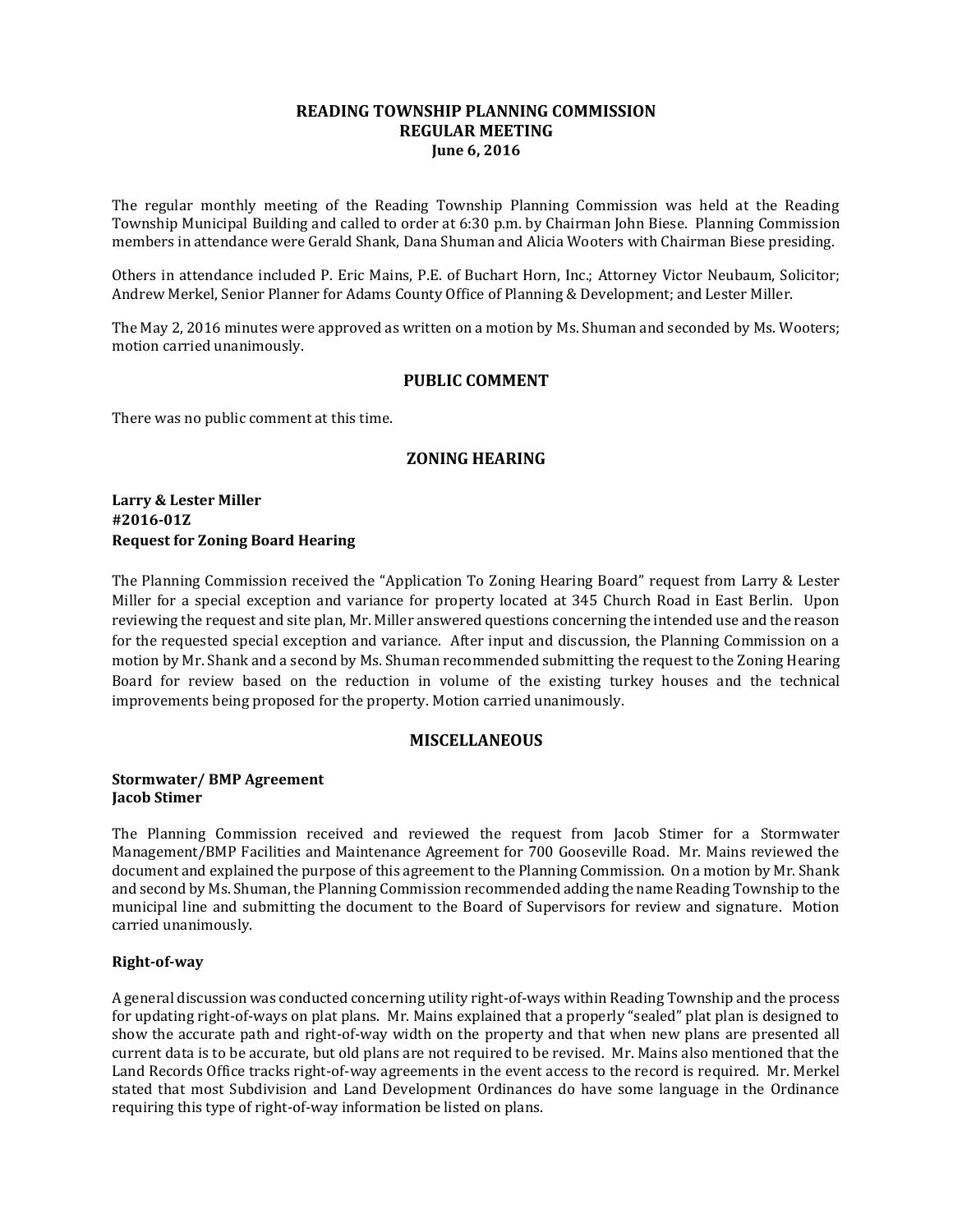# READING TOWNSHIP PLANNING COMMISSION
## REGULAR MEETING
### June 6, 2016

The regular monthly meeting of the Reading Township Planning Commission was held at the Reading Township Municipal Building and called to order at 6:30 p.m. by Chairman John Biese. Planning Commission members in attendance were Gerald Shank, Dana Shuman and Alicia Wooters with Chairman Biese presiding.

Others in attendance included P. Eric Mains, P.E. of Buchart Horn, Inc.; Attorney Victor Neubaum, Solicitor; Andrew Merkel, Senior Planner for Adams County Office of Planning & Development; and Lester Miller.

The May 2, 2016 minutes were approved as written on a motion by Ms. Shuman and seconded by Ms. Wooters; motion carried unanimously.

## PUBLIC COMMENT

There was no public comment at this time.

## ZONING HEARING

**Larry & Lester Miller**
**#2016-01Z**
**Request for Zoning Board Hearing**

The Planning Commission received the "Application To Zoning Hearing Board" request from Larry & Lester Miller for a special exception and variance for property located at 345 Church Road in East Berlin. Upon reviewing the request and site plan, Mr. Miller answered questions concerning the intended use and the reason for the requested special exception and variance. After input and discussion, the Planning Commission on a motion by Mr. Shank and a second by Ms. Shuman recommended submitting the request to the Zoning Hearing Board for review based on the reduction in volume of the existing turkey houses and the technical improvements being proposed for the property. Motion carried unanimously.

## MISCELLANEOUS

**Stormwater/ BMP Agreement**
**Jacob Stimer**

The Planning Commission received and reviewed the request from Jacob Stimer for a Stormwater Management/BMP Facilities and Maintenance Agreement for 700 Gooseville Road. Mr. Mains reviewed the document and explained the purpose of this agreement to the Planning Commission. On a motion by Mr. Shank and second by Ms. Shuman, the Planning Commission recommended adding the name Reading Township to the municipal line and submitting the document to the Board of Supervisors for review and signature. Motion carried unanimously.

**Right-of-way**

A general discussion was conducted concerning utility right-of-ways within Reading Township and the process for updating right-of-ways on plat plans. Mr. Mains explained that a properly "sealed" plat plan is designed to show the accurate path and right-of-way width on the property and that when new plans are presented all current data is to be accurate, but old plans are not required to be revised. Mr. Mains also mentioned that the Land Records Office tracks right-of-way agreements in the event access to the record is required. Mr. Merkel stated that most Subdivision and Land Development Ordinances do have some language in the Ordinance requiring this type of right-of-way information be listed on plans.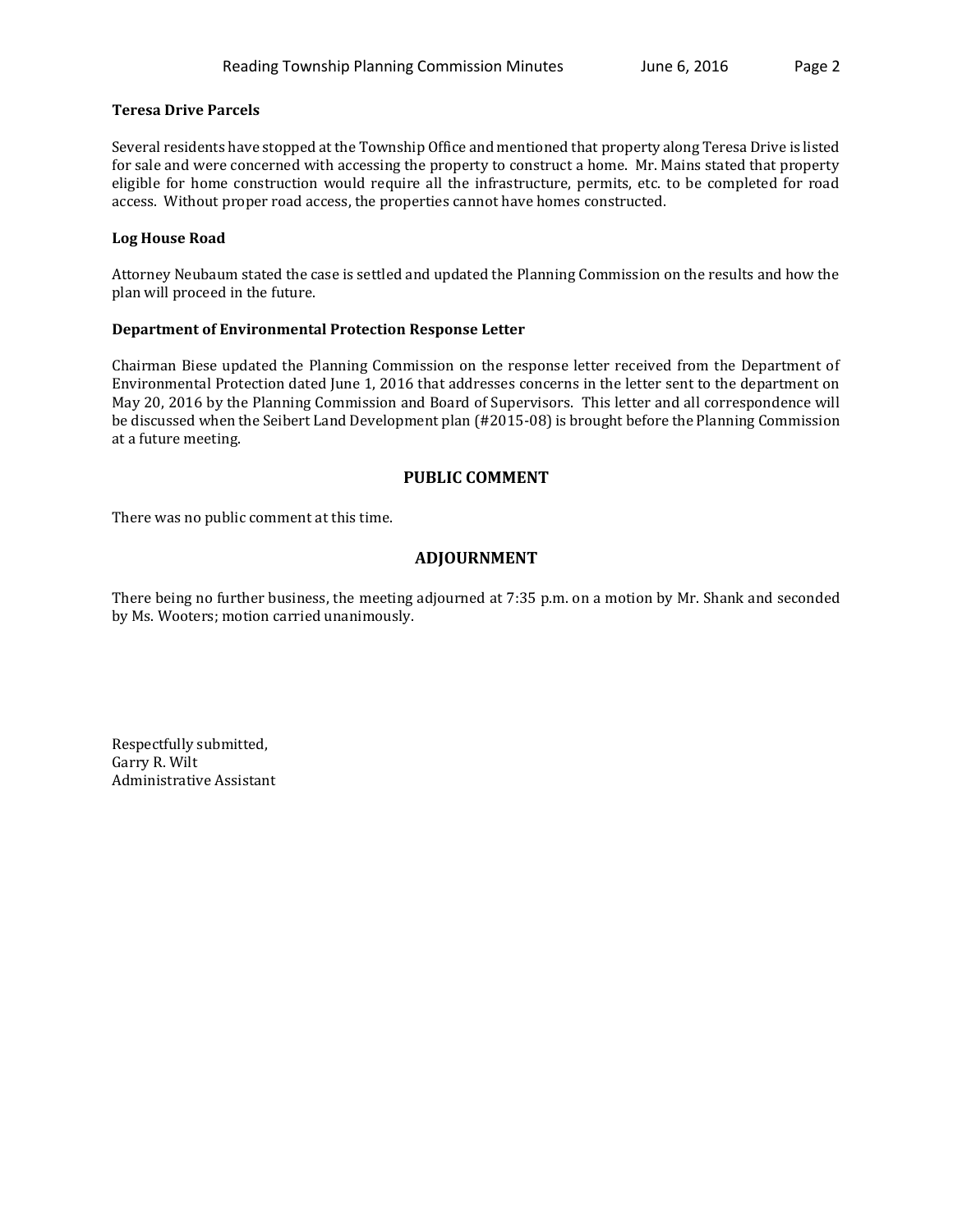**Teresa Drive Parcels**

Several residents have stopped at the Township Office and mentioned that property along Teresa Drive is listed for sale and were concerned with accessing the property to construct a home. Mr. Mains stated that property eligible for home construction would require all the infrastructure, permits, etc. to be completed for road access. Without proper road access, the properties cannot have homes constructed.

**Log House Road**

Attorney Neubaum stated the case is settled and updated the Planning Commission on the results and how the plan will proceed in the future.

**Department of Environmental Protection Response Letter**

Chairman Biese updated the Planning Commission on the response letter received from the Department of Environmental Protection dated June 1, 2016 that addresses concerns in the letter sent to the department on May 20, 2016 by the Planning Commission and Board of Supervisors. This letter and all correspondence will be discussed when the Seibert Land Development plan (#2015-08) is brought before the Planning Commission at a future meeting.

## PUBLIC COMMENT

There was no public comment at this time.

## ADJOURNMENT

There being no further business, the meeting adjourned at 7:35 p.m. on a motion by Mr. Shank and seconded by Ms. Wooters; motion carried unanimously.

Respectfully submitted,  
Garry R. Wilt  
Administrative Assistant